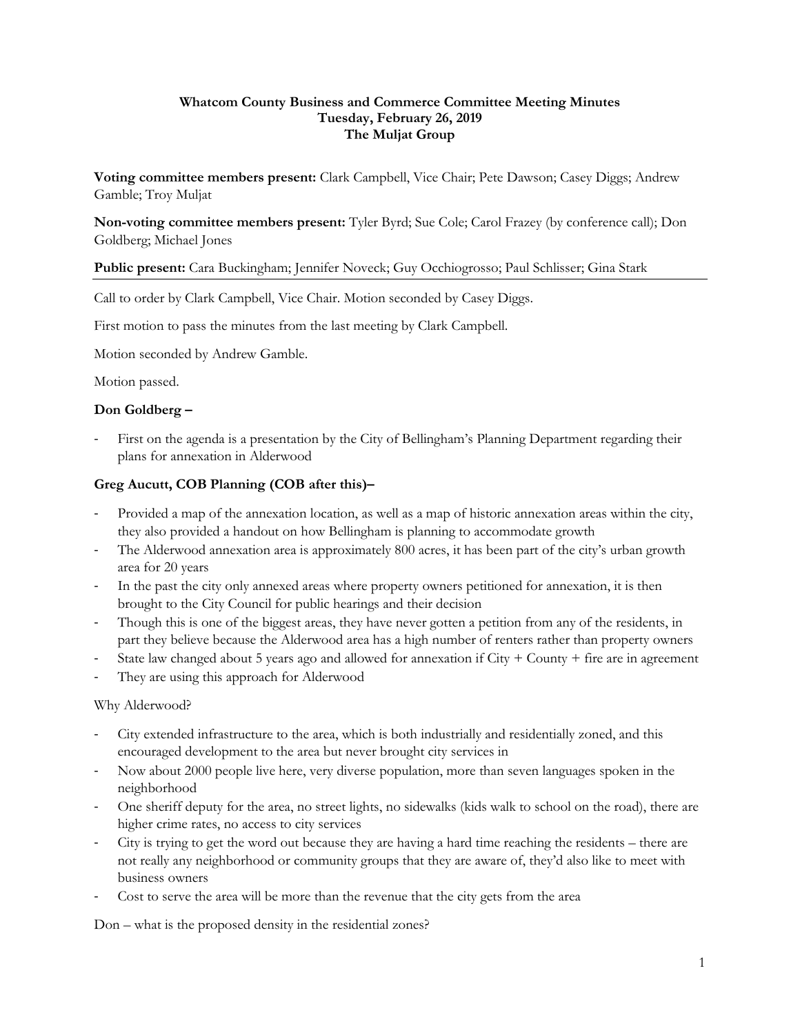**Whatcom County Business and Commerce Committee Meeting Minutes**
**Tuesday, February 26, 2019**
**The Muljat Group**

**Voting committee members present:** Clark Campbell, Vice Chair; Pete Dawson; Casey Diggs; Andrew Gamble; Troy Muljat

**Non-voting committee members present:** Tyler Byrd; Sue Cole; Carol Frazey (by conference call); Don Goldberg; Michael Jones

**Public present:** Cara Buckingham; Jennifer Noveck; Guy Occhiogrosso; Paul Schlisser; Gina Stark

---

Call to order by Clark Campbell, Vice Chair. Motion seconded by Casey Diggs.

First motion to pass the minutes from the last meeting by Clark Campbell.

Motion seconded by Andrew Gamble.

Motion passed.

**Don Goldberg –**

- First on the agenda is a presentation by the City of Bellingham's Planning Department regarding their plans for annexation in Alderwood

**Greg Aucutt, COB Planning (COB after this)–**

- Provided a map of the annexation location, as well as a map of historic annexation areas within the city, they also provided a handout on how Bellingham is planning to accommodate growth
- The Alderwood annexation area is approximately 800 acres, it has been part of the city's urban growth area for 20 years
- In the past the city only annexed areas where property owners petitioned for annexation, it is then brought to the City Council for public hearings and their decision
- Though this is one of the biggest areas, they have never gotten a petition from any of the residents, in part they believe because the Alderwood area has a high number of renters rather than property owners
- State law changed about 5 years ago and allowed for annexation if City + County + fire are in agreement
- They are using this approach for Alderwood

Why Alderwood?

- City extended infrastructure to the area, which is both industrially and residentially zoned, and this encouraged development to the area but never brought city services in
- Now about 2000 people live here, very diverse population, more than seven languages spoken in the neighborhood
- One sheriff deputy for the area, no street lights, no sidewalks (kids walk to school on the road), there are higher crime rates, no access to city services
- City is trying to get the word out because they are having a hard time reaching the residents – there are not really any neighborhood or community groups that they are aware of, they'd also like to meet with business owners
- Cost to serve the area will be more than the revenue that the city gets from the area

Don – what is the proposed density in the residential zones?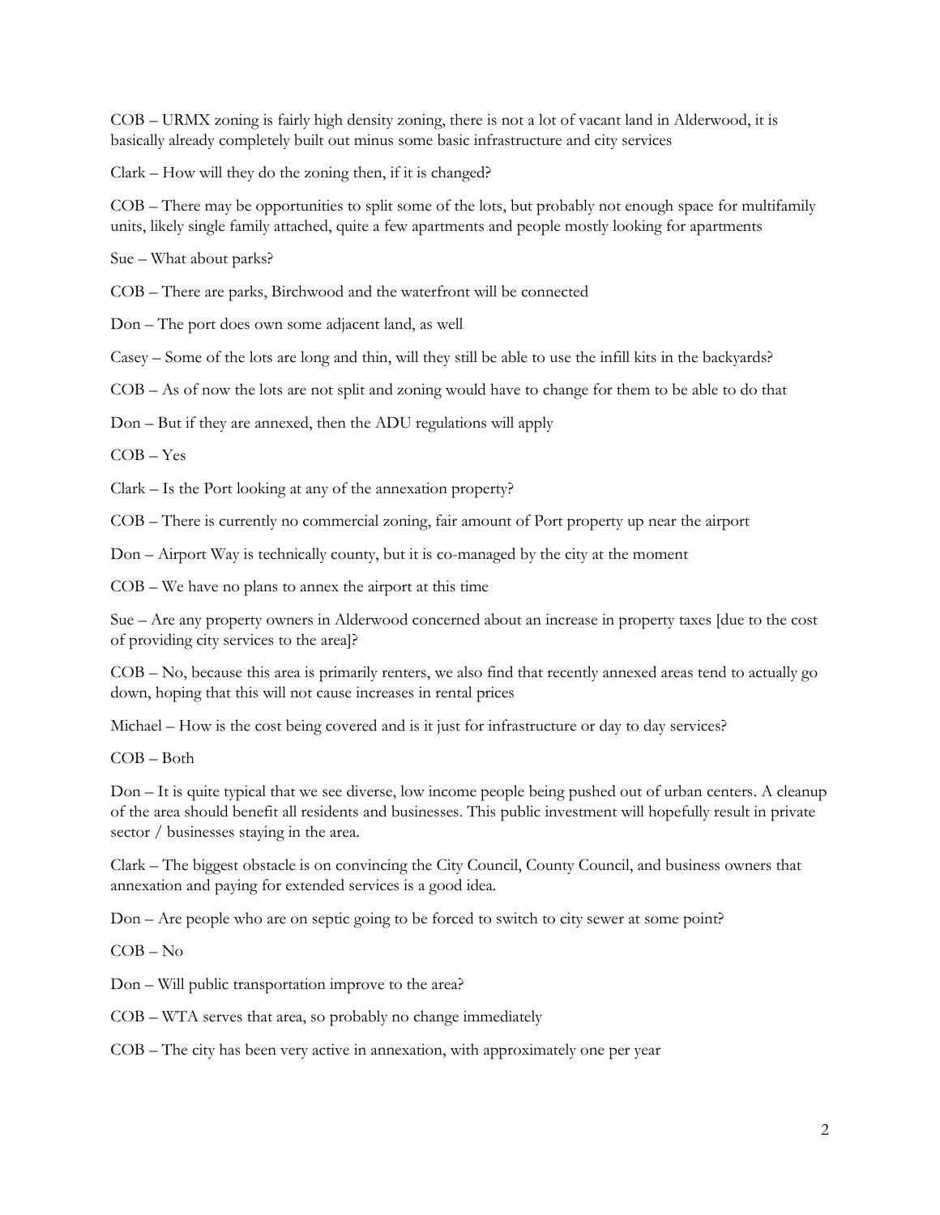COB – URMX zoning is fairly high density zoning, there is not a lot of vacant land in Alderwood, it is basically already completely built out minus some basic infrastructure and city services

Clark – How will they do the zoning then, if it is changed?

COB – There may be opportunities to split some of the lots, but probably not enough space for multifamily units, likely single family attached, quite a few apartments and people mostly looking for apartments

Sue – What about parks?

COB – There are parks, Birchwood and the waterfront will be connected

Don – The port does own some adjacent land, as well

Casey – Some of the lots are long and thin, will they still be able to use the infill kits in the backyards?

COB – As of now the lots are not split and zoning would have to change for them to be able to do that

Don – But if they are annexed, then the ADU regulations will apply

COB – Yes

Clark – Is the Port looking at any of the annexation property?

COB – There is currently no commercial zoning, fair amount of Port property up near the airport

Don – Airport Way is technically county, but it is co-managed by the city at the moment

COB – We have no plans to annex the airport at this time

Sue – Are any property owners in Alderwood concerned about an increase in property taxes [due to the cost of providing city services to the area]?

COB – No, because this area is primarily renters, we also find that recently annexed areas tend to actually go down, hoping that this will not cause increases in rental prices

Michael – How is the cost being covered and is it just for infrastructure or day to day services?

COB – Both

Don – It is quite typical that we see diverse, low income people being pushed out of urban centers. A cleanup of the area should benefit all residents and businesses. This public investment will hopefully result in private sector / businesses staying in the area.

Clark – The biggest obstacle is on convincing the City Council, County Council, and business owners that annexation and paying for extended services is a good idea.

Don – Are people who are on septic going to be forced to switch to city sewer at some point?

COB – No

Don – Will public transportation improve to the area?

COB – WTA serves that area, so probably no change immediately

COB – The city has been very active in annexation, with approximately one per year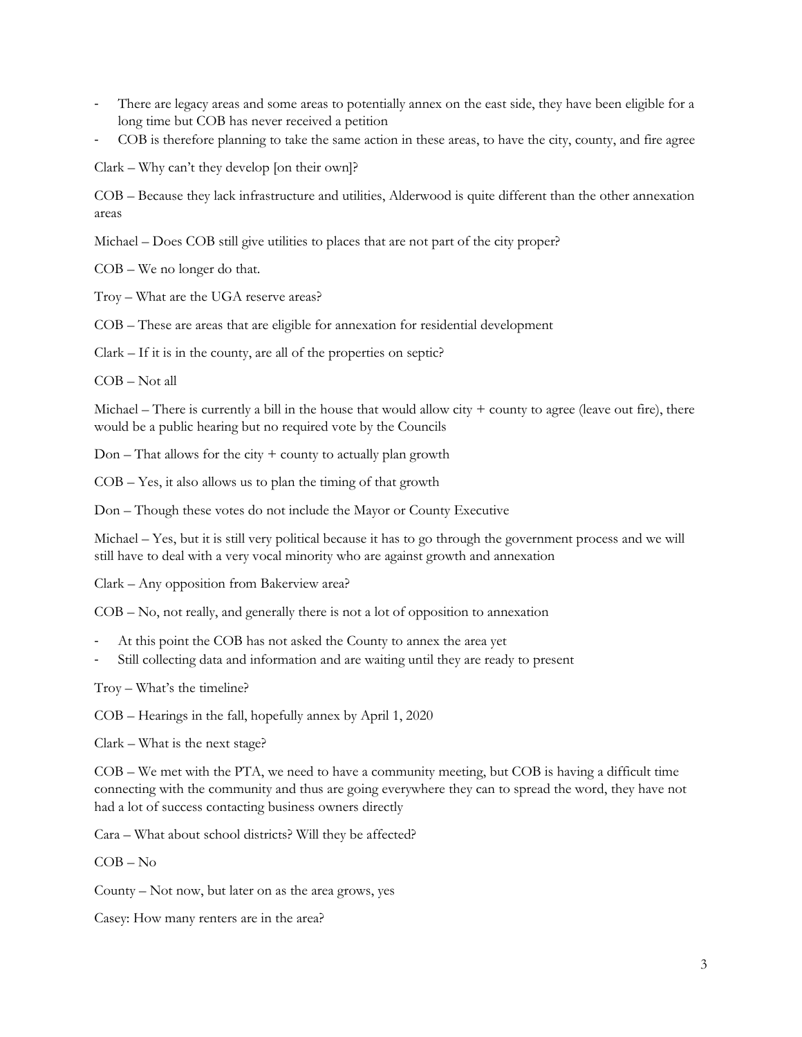- There are legacy areas and some areas to potentially annex on the east side, they have been eligible for a long time but COB has never received a petition
- COB is therefore planning to take the same action in these areas, to have the city, county, and fire agree

Clark – Why can't they develop [on their own]?

COB – Because they lack infrastructure and utilities, Alderwood is quite different than the other annexation areas

Michael – Does COB still give utilities to places that are not part of the city proper?

COB – We no longer do that.

Troy – What are the UGA reserve areas?

COB – These are areas that are eligible for annexation for residential development

Clark – If it is in the county, are all of the properties on septic?

COB – Not all

Michael – There is currently a bill in the house that would allow city + county to agree (leave out fire), there would be a public hearing but no required vote by the Councils

Don – That allows for the city + county to actually plan growth

COB – Yes, it also allows us to plan the timing of that growth

Don – Though these votes do not include the Mayor or County Executive

Michael – Yes, but it is still very political because it has to go through the government process and we will still have to deal with a very vocal minority who are against growth and annexation

Clark – Any opposition from Bakerview area?

COB – No, not really, and generally there is not a lot of opposition to annexation

- At this point the COB has not asked the County to annex the area yet
- Still collecting data and information and are waiting until they are ready to present

Troy – What's the timeline?

COB – Hearings in the fall, hopefully annex by April 1, 2020

Clark – What is the next stage?

COB – We met with the PTA, we need to have a community meeting, but COB is having a difficult time connecting with the community and thus are going everywhere they can to spread the word, they have not had a lot of success contacting business owners directly

Cara – What about school districts? Will they be affected?

COB – No

County – Not now, but later on as the area grows, yes

Casey: How many renters are in the area?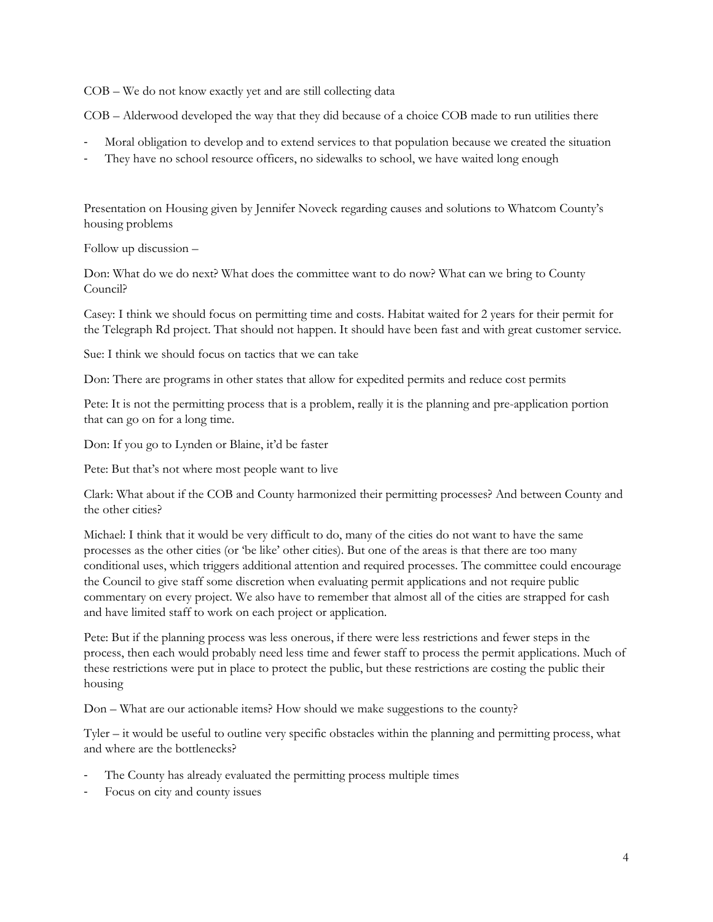COB – We do not know exactly yet and are still collecting data

COB – Alderwood developed the way that they did because of a choice COB made to run utilities there

- Moral obligation to develop and to extend services to that population because we created the situation
- They have no school resource officers, no sidewalks to school, we have waited long enough

Presentation on Housing given by Jennifer Noveck regarding causes and solutions to Whatcom County's housing problems

Follow up discussion –

Don: What do we do next? What does the committee want to do now? What can we bring to County Council?

Casey: I think we should focus on permitting time and costs. Habitat waited for 2 years for their permit for the Telegraph Rd project. That should not happen. It should have been fast and with great customer service.

Sue: I think we should focus on tactics that we can take

Don: There are programs in other states that allow for expedited permits and reduce cost permits

Pete: It is not the permitting process that is a problem, really it is the planning and pre-application portion that can go on for a long time.

Don: If you go to Lynden or Blaine, it'd be faster

Pete: But that's not where most people want to live

Clark: What about if the COB and County harmonized their permitting processes? And between County and the other cities?

Michael: I think that it would be very difficult to do, many of the cities do not want to have the same processes as the other cities (or 'be like' other cities). But one of the areas is that there are too many conditional uses, which triggers additional attention and required processes. The committee could encourage the Council to give staff some discretion when evaluating permit applications and not require public commentary on every project. We also have to remember that almost all of the cities are strapped for cash and have limited staff to work on each project or application.

Pete: But if the planning process was less onerous, if there were less restrictions and fewer steps in the process, then each would probably need less time and fewer staff to process the permit applications. Much of these restrictions were put in place to protect the public, but these restrictions are costing the public their housing

Don – What are our actionable items? How should we make suggestions to the county?

Tyler – it would be useful to outline very specific obstacles within the planning and permitting process, what and where are the bottlenecks?

- The County has already evaluated the permitting process multiple times
- Focus on city and county issues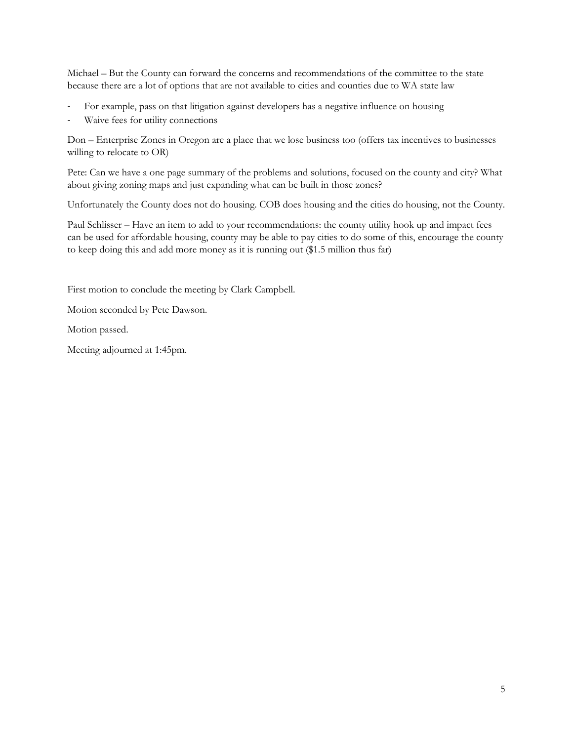Michael – But the County can forward the concerns and recommendations of the committee to the state because there are a lot of options that are not available to cities and counties due to WA state law

- For example, pass on that litigation against developers has a negative influence on housing
- Waive fees for utility connections

Don – Enterprise Zones in Oregon are a place that we lose business too (offers tax incentives to businesses willing to relocate to OR)

Pete: Can we have a one page summary of the problems and solutions, focused on the county and city? What about giving zoning maps and just expanding what can be built in those zones?

Unfortunately the County does not do housing. COB does housing and the cities do housing, not the County.

Paul Schlisser – Have an item to add to your recommendations: the county utility hook up and impact fees can be used for affordable housing, county may be able to pay cities to do some of this, encourage the county to keep doing this and add more money as it is running out ($1.5 million thus far)

First motion to conclude the meeting by Clark Campbell.

Motion seconded by Pete Dawson.

Motion passed.

Meeting adjourned at 1:45pm.